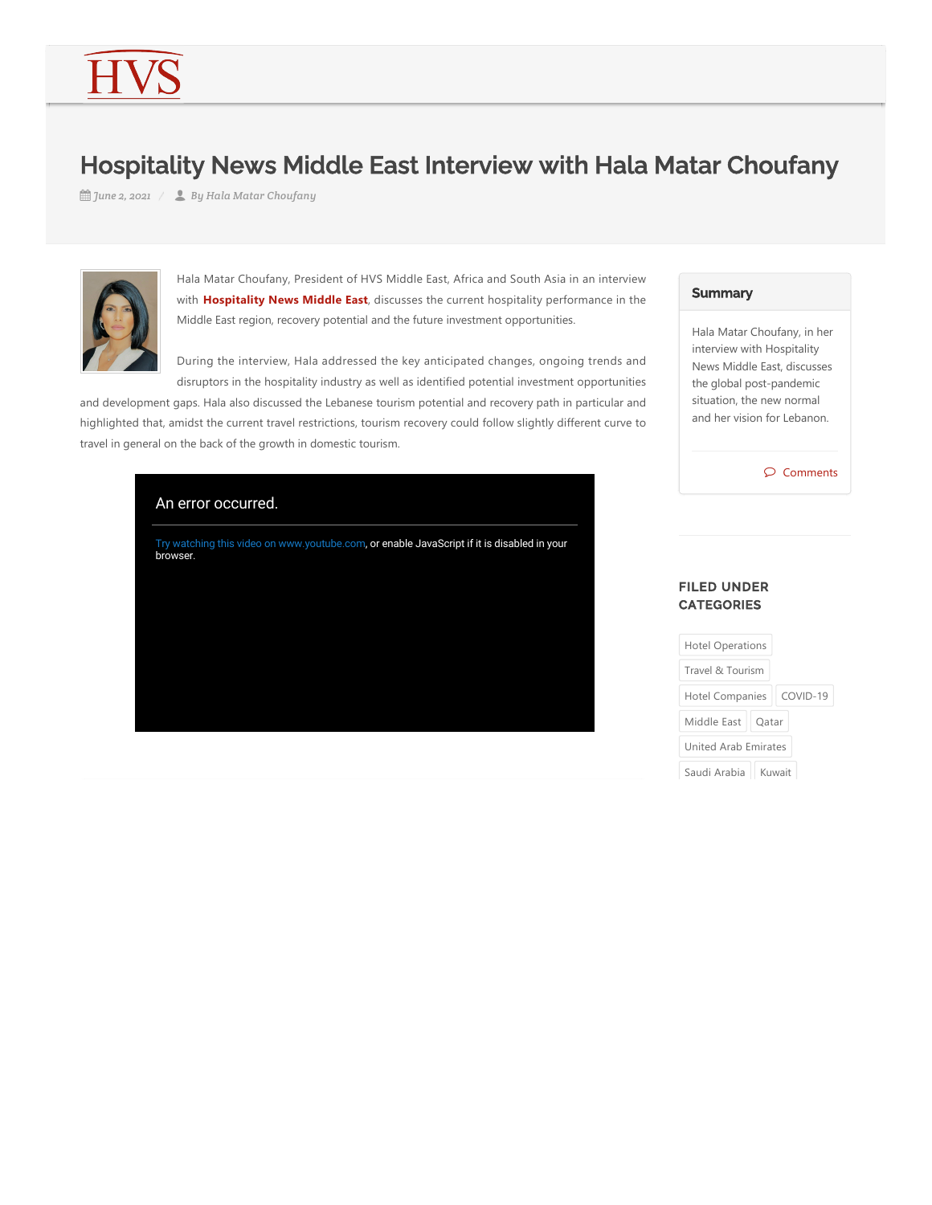# Hospitality News Middle East Interview with Hala Matar Choufany

*June 2, 2021 / By Hala Matar Choufany*

Hala Matar Choufany, President of HVS Middle East, Africa and South Asia in an interview with **Hospitality News Middle East**, discusses the current hospitality performance in the Middle East region, recovery potential and the future investment opportunities.

During the interview, Hala addressed the key anticipated changes, ongoing trends and disruptors in the hospitality industry as well as identified potential investment opportunities and development gaps. Hala also discussed the Lebanese tourism potential and recovery path in particular and highlighted that, amidst the current travel restrictions, tourism recovery could follow slightly different curve to travel in general on the back of the growth in domestic tourism.

An error occurred.

Try watching this video on www.youtube.com, or enable JavaScript if it is disabled in your browser.

## Summary

Hala Matar Choufany, in her interview with Hospitality News Middle East, discusses the global post-pandemic situation, the new normal and her vision for Lebanon.

Comments

## FILED UNDER CATEGORIES

Hotel Operations

Travel & Tourism

Hotel Companies

COVID-19

Middle East

Qatar

United Arab Emirates

Saudi Arabia

Kuwait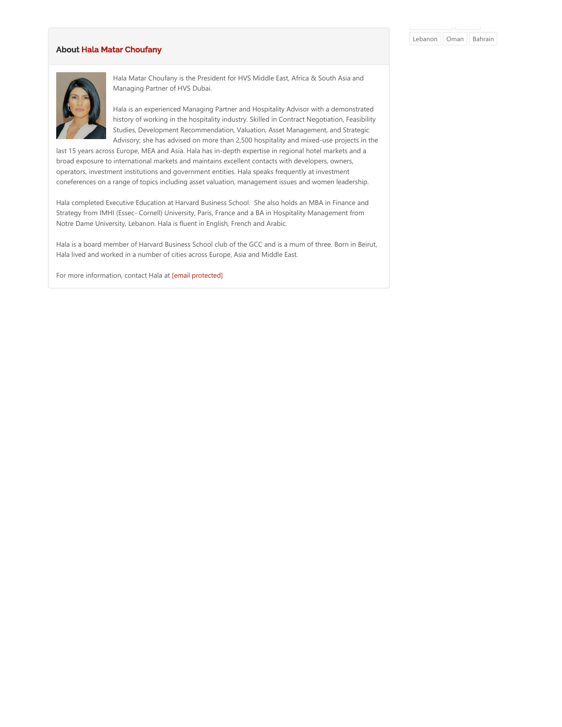Lebanon Oman Bahrain

### About Hala Matar Choufany

Hala Matar Choufany is the President for HVS Middle East, Africa & South Asia and Managing Partner of HVS Dubai.

Hala is an experienced Managing Partner and Hospitality Advisor with a demonstrated history of working in the hospitality industry. Skilled in Contract Negotiation, Feasibility Studies, Development Recommendation, Valuation, Asset Management, and Strategic Advisory; she has advised on more than 2,500 hospitality and mixed-use projects in the last 15 years across Europe, MEA and Asia. Hala has in-depth expertise in regional hotel markets and a broad exposure to international markets and maintains excellent contacts with developers, owners, operators, investment institutions and government entities. Hala speaks frequently at investment coneferences on a range of topics including asset valuation, management issues and women leadership.

Hala completed Executive Education at Harvard Business School. She also holds an MBA in Finance and Strategy from IMHI (Essec- Cornell) University, Paris, France and a BA in Hospitality Management from Notre Dame University, Lebanon. Hala is fluent in English, French and Arabic.

Hala is a board member of Harvard Business School club of the GCC and is a mum of three. Born in Beirut, Hala lived and worked in a number of cities across Europe, Asia and Middle East.

For more information, contact Hala at [email protected]